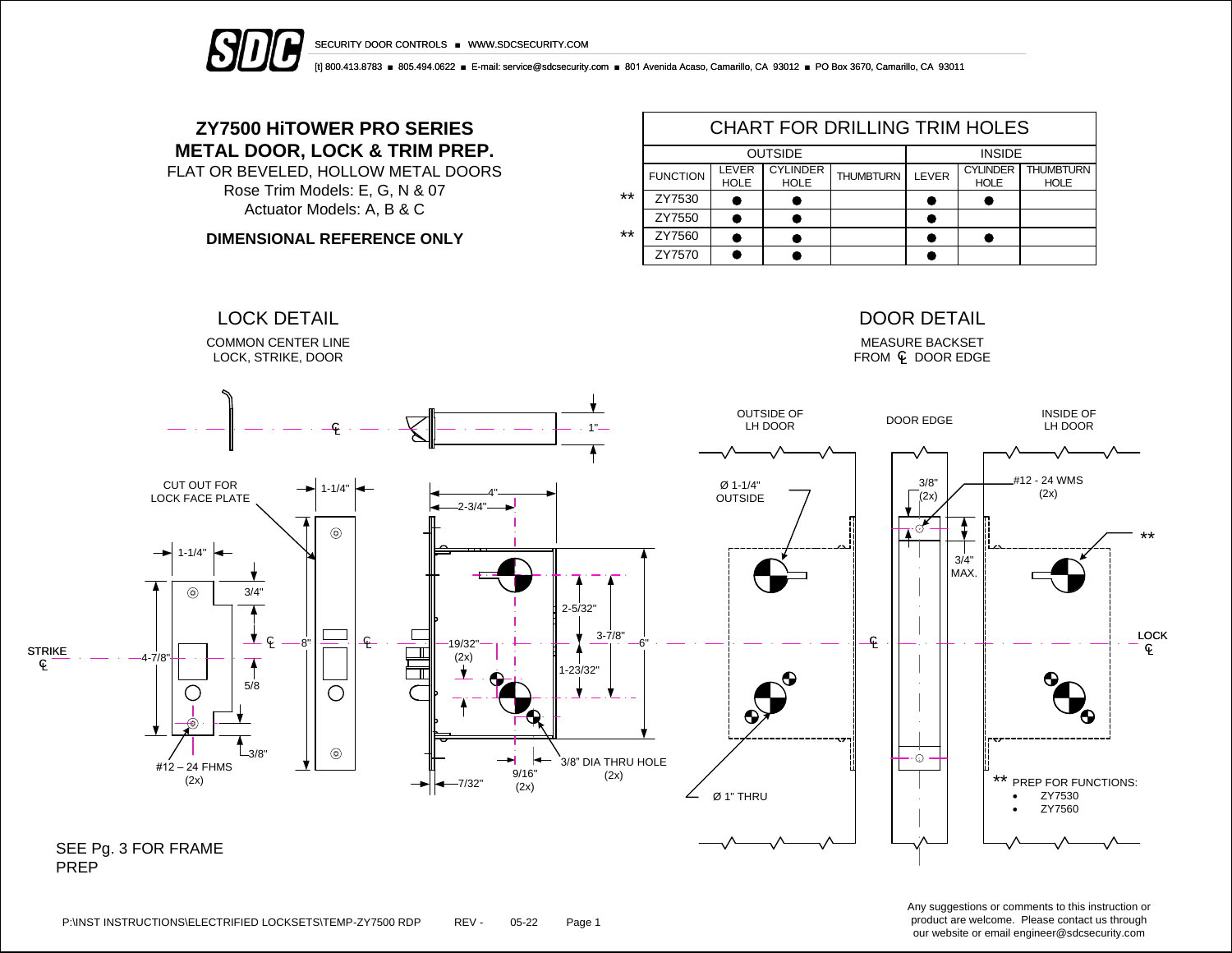# ZY7500 HiTOWER PRO SERIES
# METAL DOOR, LOCK & TRIM PREP.

FLAT OR BEVELED, HOLLOW METAL DOORS

Rose Trim Models: E, G, N & 07

Actuator Models: A, B & C

**DIMENSIONAL REFERENCE ONLY**

## CHART FOR DRILLING TRIM HOLES

| | OUTSIDE | | | | INSIDE | | |
|---|---|---|---|---|---|---|---|
| | FUNCTION | LEVER HOLE | CYLINDER HOLE | THUMBTURN | LEVER | CYLINDER HOLE | THUMBTURN HOLE |
| ** | ZY7530 | ● | ● | | ● | ● | |
| | ZY7550 | ● | ● | | ● | | |
| ** | ZY7560 | ● | ● | | ● | ● | |
| | ZY7570 | ● | ● | | ● | | |

## LOCK DETAIL

COMMON CENTER LINE LOCK, STRIKE, DOOR

CUT OUT FOR LOCK FACE PLATE

1" · 1-1/4" · 4" · 2-3/4" · 1-1/4" · 3/4" · 2-5/32" · 3-7/8" · 6" · 8" · 19/32" (2x) · 4-7/8" · 5/8 · 1-23/32" · 3/8" · 9/16" (2x) · 7/32" · 3/8" DIA THRU HOLE (2x)

STRIKE ℄

#12 – 24 FHMS (2x)

SEE Pg. 3 FOR FRAME PREP

## DOOR DETAIL

MEASURE BACKSET FROM ℄ DOOR EDGE

OUTSIDE OF LH DOOR · DOOR EDGE · INSIDE OF LH DOOR

Ø 1-1/4" OUTSIDE

3/8" (2x)

#12 - 24 WMS (2x)

3/4" MAX.

**

LOCK ℄

Ø 1" THRU

** PREP FOR FUNCTIONS:
- ZY7530
- ZY7560

P:\INST INSTRUCTIONS\ELECTRIFIED LOCKSETS\TEMP-ZY7500 RDP REV - 05-22

Any suggestions or comments to this instruction or product are welcome. Please contact us through our website or email engineer@sdcsecurity.com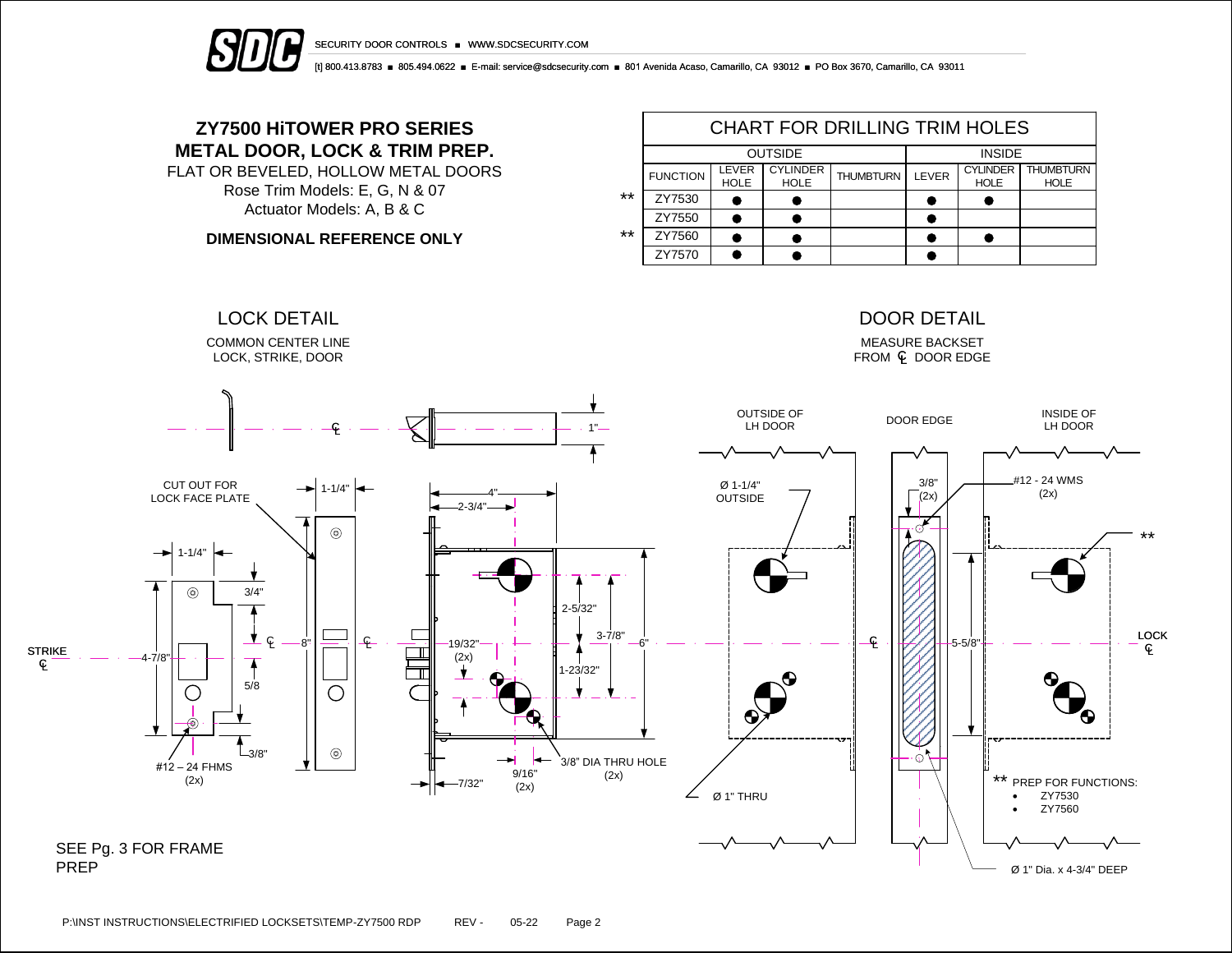# ZY7500 HiTOWER PRO SERIES
# METAL DOOR, LOCK & TRIM PREP.

FLAT OR BEVELED, HOLLOW METAL DOORS

Rose Trim Models: E, G, N & 07

Actuator Models: A, B & C

**DIMENSIONAL REFERENCE ONLY**

## CHART FOR DRILLING TRIM HOLES

| | OUTSIDE | | | | INSIDE | | |
|---|---|---|---|---|---|---|---|
| FUNCTION | LEVER HOLE | CYLINDER HOLE | THUMBTURN | LEVER | CYLINDER HOLE | THUMBTURN HOLE |
| ** ZY7530 | ● | ● | | ● | ● | |
| ZY7550 | ● | ● | | ● | | |
| ** ZY7560 | ● | ● | | ● | ● | |
| ZY7570 | ● | ● | | ● | | |

## LOCK DETAIL

COMMON CENTER LINE LOCK, STRIKE, DOOR

CUT OUT FOR LOCK FACE PLATE

1-1/4"; 1-1/4"; 3/4"; 4-7/8"; 5/8; 3/8"; 8"; 4"; 2-3/4"; 1"; 2-5/32"; 3-7/8"; 6"; 19/32" (2x); 1-23/32"; 9/16" (2x); 7/32"

STRIKE ℄

#12 – 24 FHMS (2x)

3/8" DIA THRU HOLE (2x)

SEE Pg. 3 FOR FRAME PREP

## DOOR DETAIL

MEASURE BACKSET FROM ℄ DOOR EDGE

OUTSIDE OF LH DOOR; DOOR EDGE; INSIDE OF LH DOOR

Ø 1-1/4" OUTSIDE

3/8" (2x)

#12 - 24 WMS (2x)

5-5/8"

LOCK ℄

Ø 1" THRU

Ø 1" Dia. x 4-3/4" DEEP

** PREP FOR FUNCTIONS:
- ZY7530
- ZY7560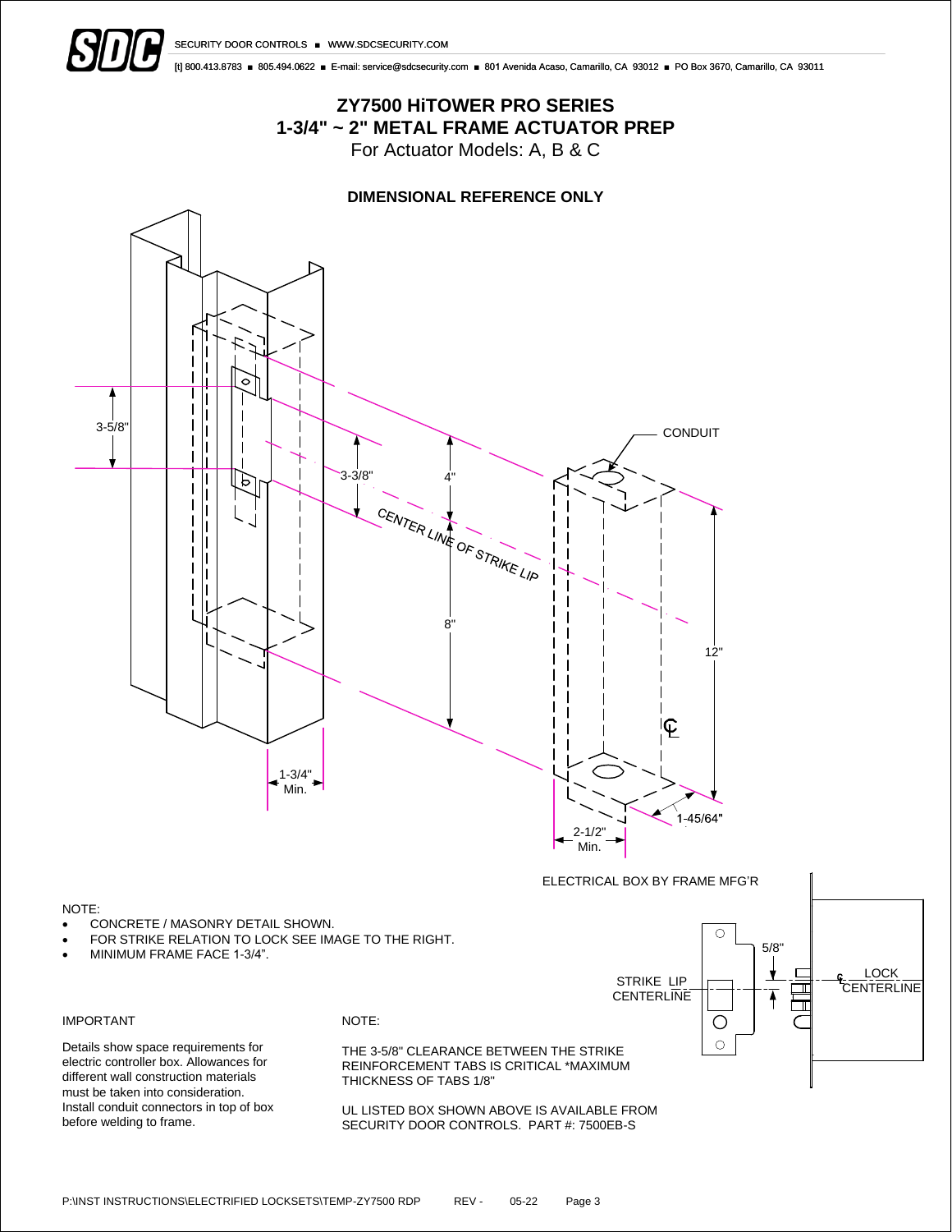# ZY7500 HiTOWER PRO SERIES
# 1-3/4" ~ 2" METAL FRAME ACTUATOR PREP

For Actuator Models: A, B & C

**DIMENSIONAL REFERENCE ONLY**

3-5/8"

3-3/8"

4"

CENTER LINE OF STRIKE LIP

8"

CONDUIT

12"

1-3/4"
Min.

2-1/2"
Min.

1-45/64"

ELECTRICAL BOX BY FRAME MFG'R

5/8"

STRIKE LIP
CENTERLINE

LOCK
CENTERLINE

NOTE:

- CONCRETE / MASONRY DETAIL SHOWN.
- FOR STRIKE RELATION TO LOCK SEE IMAGE TO THE RIGHT.
- MINIMUM FRAME FACE 1-3/4".

IMPORTANT

Details show space requirements for electric controller box. Allowances for different wall construction materials must be taken into consideration. Install conduit connectors in top of box before welding to frame.

NOTE:

THE 3-5/8" CLEARANCE BETWEEN THE STRIKE REINFORCEMENT TABS IS CRITICAL *MAXIMUM THICKNESS OF TABS 1/8"

UL LISTED BOX SHOWN ABOVE IS AVAILABLE FROM SECURITY DOOR CONTROLS. PART #: 7500EB-S